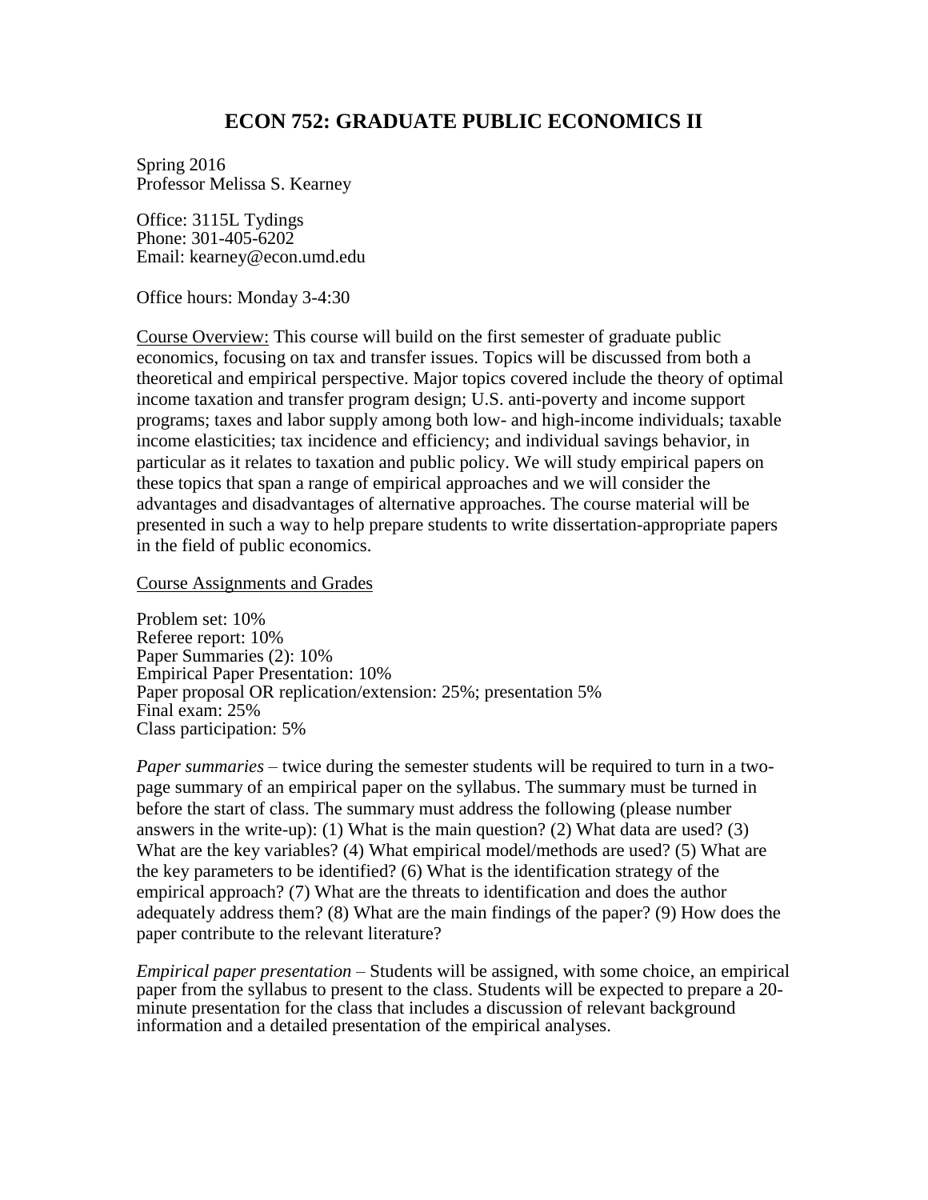# ECON 752: GRADUATE PUBLIC ECONOMICS II

Spring 2016
Professor Melissa S. Kearney

Office: 3115L Tydings
Phone: 301-405-6202
Email: kearney@econ.umd.edu

Office hours: Monday 3-4:30

<u>Course Overview:</u> This course will build on the first semester of graduate public economics, focusing on tax and transfer issues. Topics will be discussed from both a theoretical and empirical perspective. Major topics covered include the theory of optimal income taxation and transfer program design; U.S. anti-poverty and income support programs; taxes and labor supply among both low- and high-income individuals; taxable income elasticities; tax incidence and efficiency; and individual savings behavior, in particular as it relates to taxation and public policy. We will study empirical papers on these topics that span a range of empirical approaches and we will consider the advantages and disadvantages of alternative approaches. The course material will be presented in such a way to help prepare students to write dissertation-appropriate papers in the field of public economics.

<u>Course Assignments and Grades</u>

Problem set: 10%
Referee report: 10%
Paper Summaries (2): 10%
Empirical Paper Presentation: 10%
Paper proposal OR replication/extension: 25%; presentation 5%
Final exam: 25%
Class participation: 5%

*Paper summaries* – twice during the semester students will be required to turn in a two-page summary of an empirical paper on the syllabus. The summary must be turned in before the start of class. The summary must address the following (please number answers in the write-up): (1) What is the main question? (2) What data are used? (3) What are the key variables? (4) What empirical model/methods are used? (5) What are the key parameters to be identified? (6) What is the identification strategy of the empirical approach? (7) What are the threats to identification and does the author adequately address them? (8) What are the main findings of the paper? (9) How does the paper contribute to the relevant literature?

*Empirical paper presentation* – Students will be assigned, with some choice, an empirical paper from the syllabus to present to the class. Students will be expected to prepare a 20-minute presentation for the class that includes a discussion of relevant background information and a detailed presentation of the empirical analyses.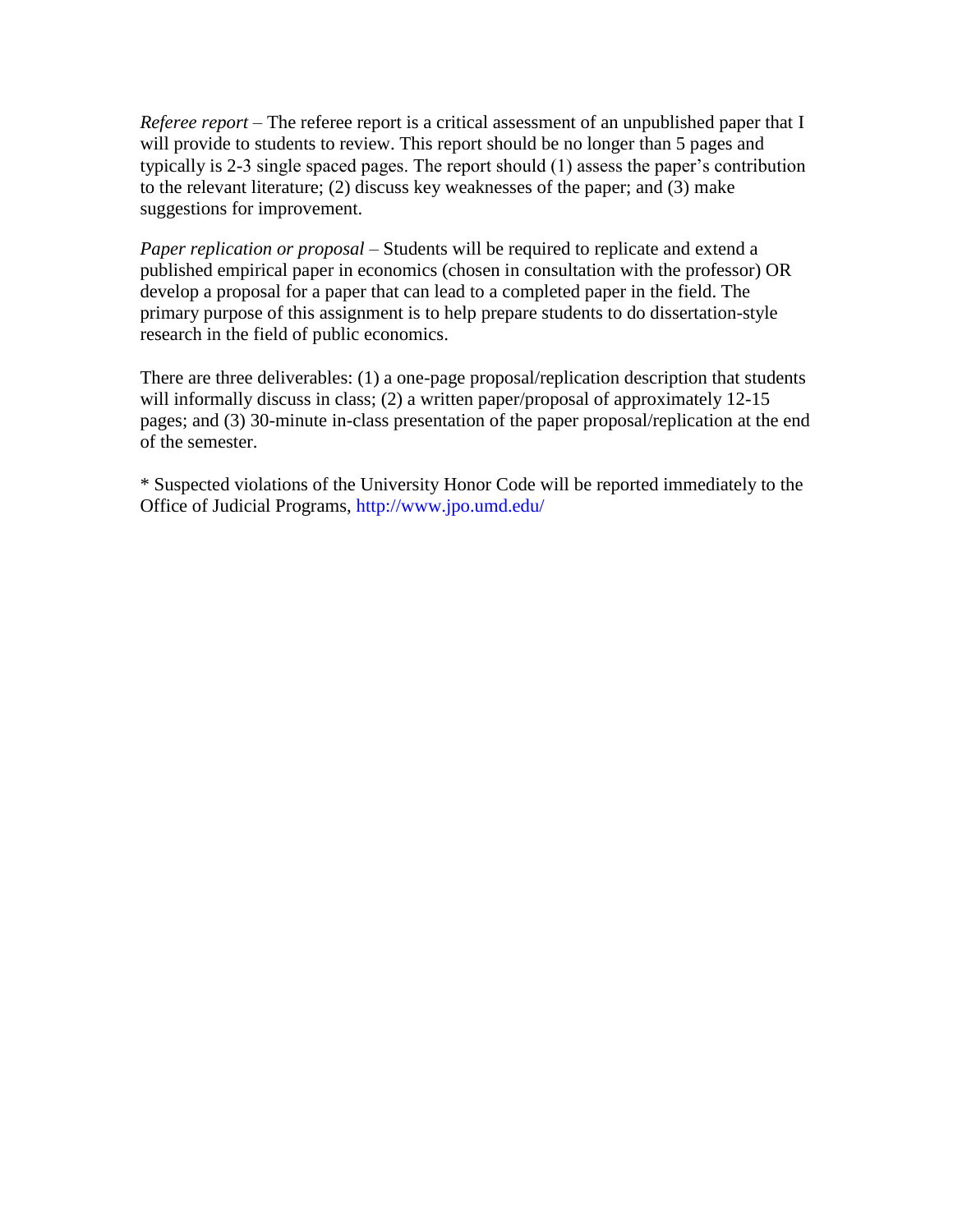*Referee report* – The referee report is a critical assessment of an unpublished paper that I will provide to students to review. This report should be no longer than 5 pages and typically is 2-3 single spaced pages. The report should (1) assess the paper's contribution to the relevant literature; (2) discuss key weaknesses of the paper; and (3) make suggestions for improvement.

*Paper replication or proposal* – Students will be required to replicate and extend a published empirical paper in economics (chosen in consultation with the professor) OR develop a proposal for a paper that can lead to a completed paper in the field. The primary purpose of this assignment is to help prepare students to do dissertation-style research in the field of public economics.

There are three deliverables: (1) a one-page proposal/replication description that students will informally discuss in class; (2) a written paper/proposal of approximately 12-15 pages; and (3) 30-minute in-class presentation of the paper proposal/replication at the end of the semester.

* Suspected violations of the University Honor Code will be reported immediately to the Office of Judicial Programs, http://www.jpo.umd.edu/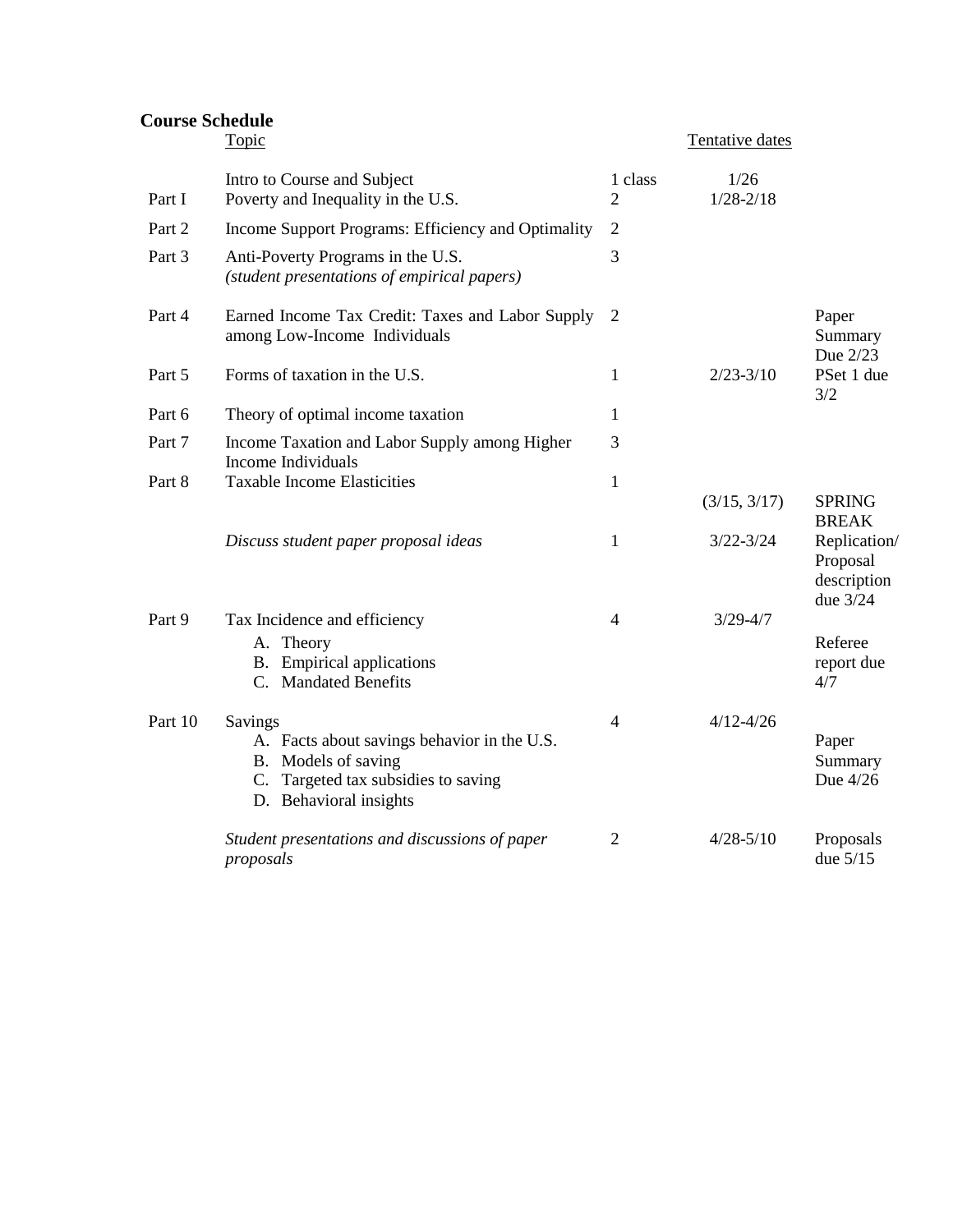**Course Schedule**

| | Topic | | Tentative dates | |
|---|---|---|---|---|
| | Intro to Course and Subject | 1 class | 1/26 | |
| Part I | Poverty and Inequality in the U.S. | 2 | 1/28-2/18 | |
| Part 2 | Income Support Programs: Efficiency and Optimality | 2 | | |
| Part 3 | Anti-Poverty Programs in the U.S. *(student presentations of empirical papers)* | 3 | | |
| Part 4 | Earned Income Tax Credit: Taxes and Labor Supply among Low-Income Individuals | 2 | | Paper Summary Due 2/23 |
| Part 5 | Forms of taxation in the U.S. | 1 | 2/23-3/10 | PSet 1 due 3/2 |
| Part 6 | Theory of optimal income taxation | 1 | | |
| Part 7 | Income Taxation and Labor Supply among Higher Income Individuals | 3 | | |
| Part 8 | Taxable Income Elasticities | 1 | | |
| | | | (3/15, 3/17) | SPRING BREAK |
| | *Discuss student paper proposal ideas* | 1 | 3/22-3/24 | Replication/ Proposal description due 3/24 |
| Part 9 | Tax Incidence and efficiency<br>A. Theory<br>B. Empirical applications<br>C. Mandated Benefits | 4 | 3/29-4/7 | Referee report due 4/7 |
| Part 10 | Savings<br>A. Facts about savings behavior in the U.S.<br>B. Models of saving<br>C. Targeted tax subsidies to saving<br>D. Behavioral insights | 4 | 4/12-4/26 | Paper Summary Due 4/26 |
| | *Student presentations and discussions of paper proposals* | 2 | 4/28-5/10 | Proposals due 5/15 |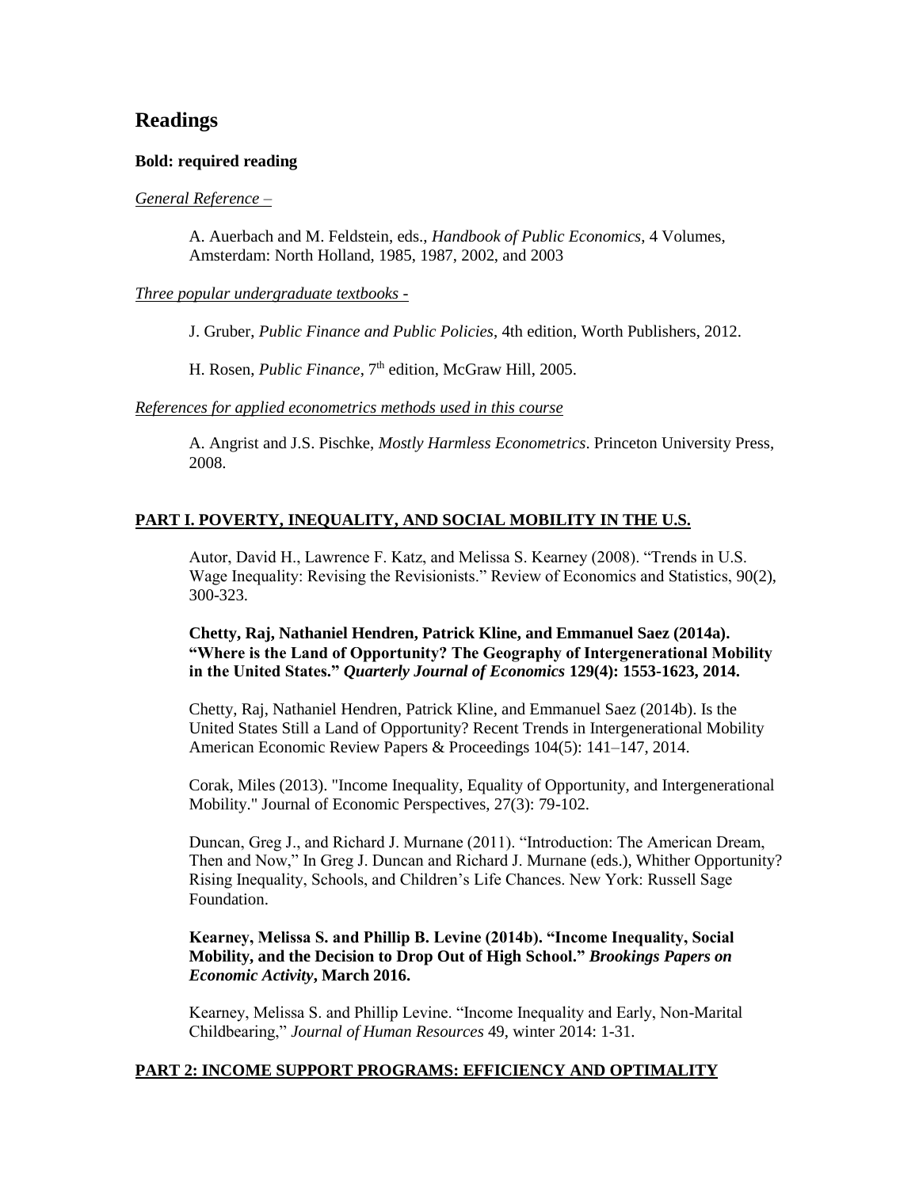## Readings

**Bold: required reading**

<u>*General Reference –*</u>

> A. Auerbach and M. Feldstein, eds., *Handbook of Public Economics*, 4 Volumes, Amsterdam: North Holland, 1985, 1987, 2002, and 2003

<u>*Three popular undergraduate textbooks -*</u>

> J. Gruber, *Public Finance and Public Policies*, 4th edition, Worth Publishers, 2012.
>
> H. Rosen, *Public Finance*, 7th edition, McGraw Hill, 2005.

<u>*References for applied econometrics methods used in this course*</u>

> A. Angrist and J.S. Pischke, *Mostly Harmless Econometrics*. Princeton University Press, 2008.

### <u>PART I. POVERTY, INEQUALITY, AND SOCIAL MOBILITY IN THE U.S.</u>

Autor, David H., Lawrence F. Katz, and Melissa S. Kearney (2008). "Trends in U.S. Wage Inequality: Revising the Revisionists." Review of Economics and Statistics, 90(2), 300-323.

**Chetty, Raj, Nathaniel Hendren, Patrick Kline, and Emmanuel Saez (2014a). "Where is the Land of Opportunity? The Geography of Intergenerational Mobility in the United States."** ***Quarterly Journal of Economics*** **129(4): 1553-1623, 2014.**

Chetty, Raj, Nathaniel Hendren, Patrick Kline, and Emmanuel Saez (2014b). Is the United States Still a Land of Opportunity? Recent Trends in Intergenerational Mobility American Economic Review Papers & Proceedings 104(5): 141–147, 2014.

Corak, Miles (2013). "Income Inequality, Equality of Opportunity, and Intergenerational Mobility." Journal of Economic Perspectives, 27(3): 79-102.

Duncan, Greg J., and Richard J. Murnane (2011). "Introduction: The American Dream, Then and Now," In Greg J. Duncan and Richard J. Murnane (eds.), Whither Opportunity? Rising Inequality, Schools, and Children's Life Chances. New York: Russell Sage Foundation.

**Kearney, Melissa S. and Phillip B. Levine (2014b). "Income Inequality, Social Mobility, and the Decision to Drop Out of High School."** ***Brookings Papers on Economic Activity*****, March 2016.**

Kearney, Melissa S. and Phillip Levine. "Income Inequality and Early, Non-Marital Childbearing," *Journal of Human Resources* 49, winter 2014: 1-31.

### <u>PART 2: INCOME SUPPORT PROGRAMS: EFFICIENCY AND OPTIMALITY</u>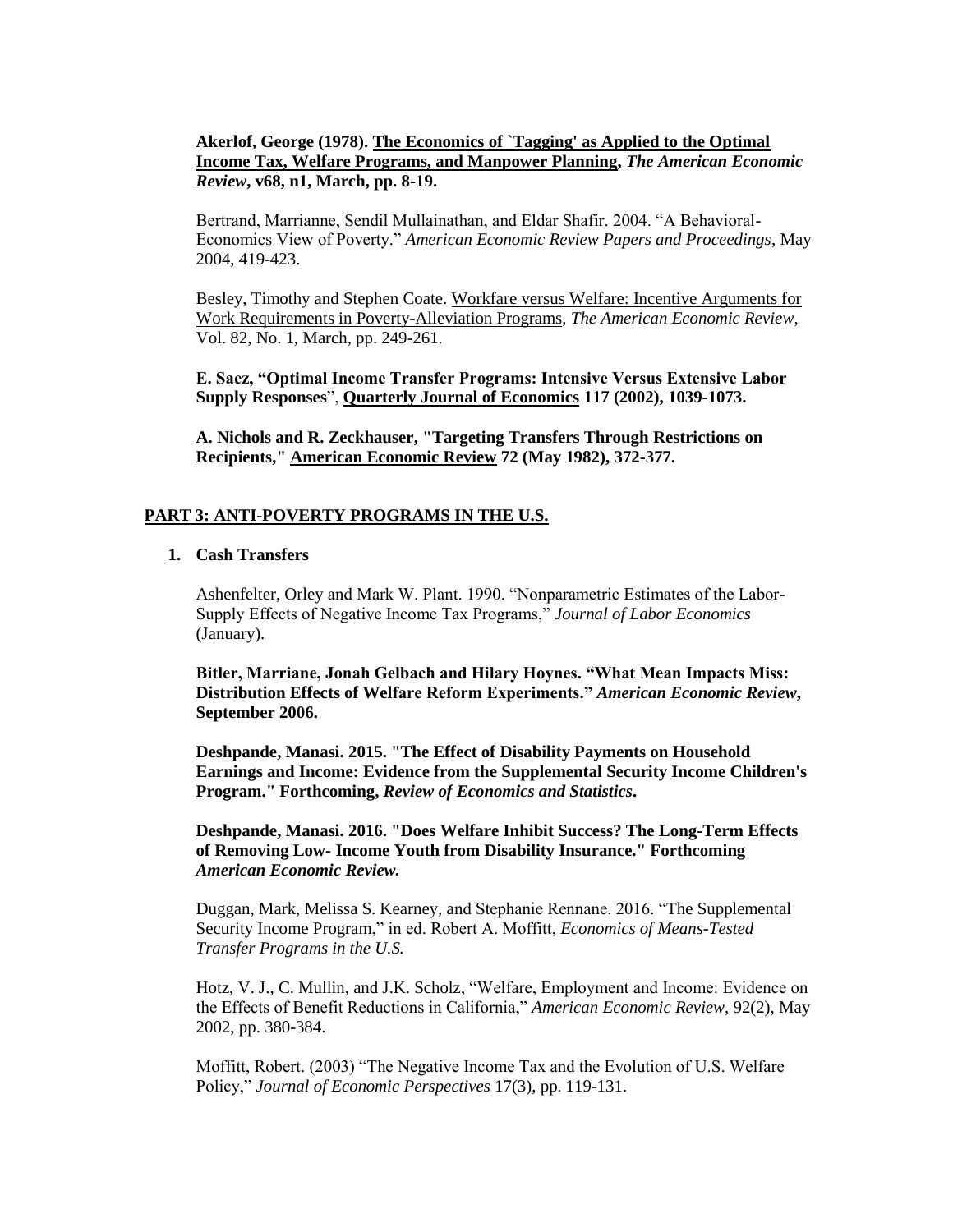**Akerlof, George (1978). The Economics of `Tagging' as Applied to the Optimal Income Tax, Welfare Programs, and Manpower Planning, *The American Economic Review*, v68, n1, March, pp. 8-19.**

Bertrand, Marrianne, Sendil Mullainathan, and Eldar Shafir. 2004. "A Behavioral-Economics View of Poverty." *American Economic Review Papers and Proceedings*, May 2004, 419-423.

Besley, Timothy and Stephen Coate. Workfare versus Welfare: Incentive Arguments for Work Requirements in Poverty-Alleviation Programs, *The American Economic Review*, Vol. 82, No. 1, March, pp. 249-261.

**E. Saez, "Optimal Income Transfer Programs: Intensive Versus Extensive Labor Supply Responses", Quarterly Journal of Economics 117 (2002), 1039-1073.**

**A. Nichols and R. Zeckhauser, "Targeting Transfers Through Restrictions on Recipients," American Economic Review 72 (May 1982), 372-377.**

## PART 3: ANTI-POVERTY PROGRAMS IN THE U.S.

### 1. Cash Transfers

Ashenfelter, Orley and Mark W. Plant. 1990. "Nonparametric Estimates of the Labor-Supply Effects of Negative Income Tax Programs," *Journal of Labor Economics* (January).

**Bitler, Marriane, Jonah Gelbach and Hilary Hoynes. "What Mean Impacts Miss: Distribution Effects of Welfare Reform Experiments." *American Economic Review*, September 2006.**

**Deshpande, Manasi. 2015. "The Effect of Disability Payments on Household Earnings and Income: Evidence from the Supplemental Security Income Children's Program." Forthcoming, *Review of Economics and Statistics*.**

**Deshpande, Manasi. 2016. "Does Welfare Inhibit Success? The Long-Term Effects of Removing Low- Income Youth from Disability Insurance." Forthcoming *American Economic Review.***

Duggan, Mark, Melissa S. Kearney, and Stephanie Rennane. 2016. "The Supplemental Security Income Program," in ed. Robert A. Moffitt, *Economics of Means-Tested Transfer Programs in the U.S.*

Hotz, V. J., C. Mullin, and J.K. Scholz, "Welfare, Employment and Income: Evidence on the Effects of Benefit Reductions in California," *American Economic Review*, 92(2), May 2002, pp. 380-384.

Moffitt, Robert. (2003) "The Negative Income Tax and the Evolution of U.S. Welfare Policy," *Journal of Economic Perspectives* 17(3), pp. 119-131.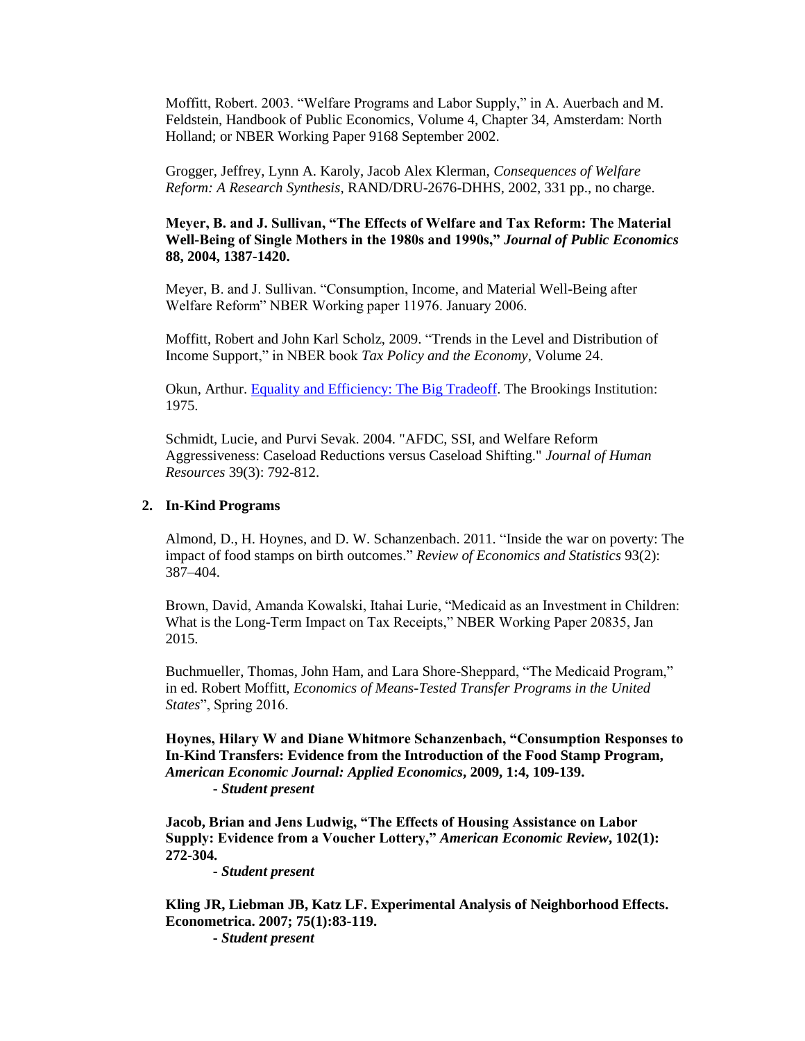Moffitt, Robert. 2003. "Welfare Programs and Labor Supply," in A. Auerbach and M. Feldstein, Handbook of Public Economics, Volume 4, Chapter 34, Amsterdam: North Holland; or NBER Working Paper 9168 September 2002.

Grogger, Jeffrey, Lynn A. Karoly, Jacob Alex Klerman, *Consequences of Welfare Reform: A Research Synthesis*, RAND/DRU-2676-DHHS, 2002, 331 pp., no charge.

**Meyer, B. and J. Sullivan, "The Effects of Welfare and Tax Reform: The Material Well-Being of Single Mothers in the 1980s and 1990s," *Journal of Public Economics* 88, 2004, 1387-1420.**

Meyer, B. and J. Sullivan. "Consumption, Income, and Material Well-Being after Welfare Reform" NBER Working paper 11976. January 2006.

Moffitt, Robert and John Karl Scholz, 2009. "Trends in the Level and Distribution of Income Support," in NBER book *Tax Policy and the Economy*, Volume 24.

Okun, Arthur. Equality and Efficiency: The Big Tradeoff. The Brookings Institution: 1975.

Schmidt, Lucie, and Purvi Sevak. 2004. "AFDC, SSI, and Welfare Reform Aggressiveness: Caseload Reductions versus Caseload Shifting." *Journal of Human Resources* 39(3): 792-812.

2. **In-Kind Programs**

Almond, D., H. Hoynes, and D. W. Schanzenbach. 2011. "Inside the war on poverty: The impact of food stamps on birth outcomes." *Review of Economics and Statistics* 93(2): 387–404.

Brown, David, Amanda Kowalski, Itahai Lurie, "Medicaid as an Investment in Children: What is the Long-Term Impact on Tax Receipts," NBER Working Paper 20835, Jan 2015.

Buchmueller, Thomas, John Ham, and Lara Shore-Sheppard, "The Medicaid Program," in ed. Robert Moffitt, *Economics of Means-Tested Transfer Programs in the United States*", Spring 2016.

**Hoynes, Hilary W and Diane Whitmore Schanzenbach, "Consumption Responses to In-Kind Transfers: Evidence from the Introduction of the Food Stamp Program, *American Economic Journal: Applied Economics*, 2009, 1:4, 109-139.**

- ***Student present***

**Jacob, Brian and Jens Ludwig, "The Effects of Housing Assistance on Labor Supply: Evidence from a Voucher Lottery," *American Economic Review*, 102(1): 272-304.**

- ***Student present***

**Kling JR, Liebman JB, Katz LF. Experimental Analysis of Neighborhood Effects. Econometrica. 2007; 75(1):83-119.**

- ***Student present***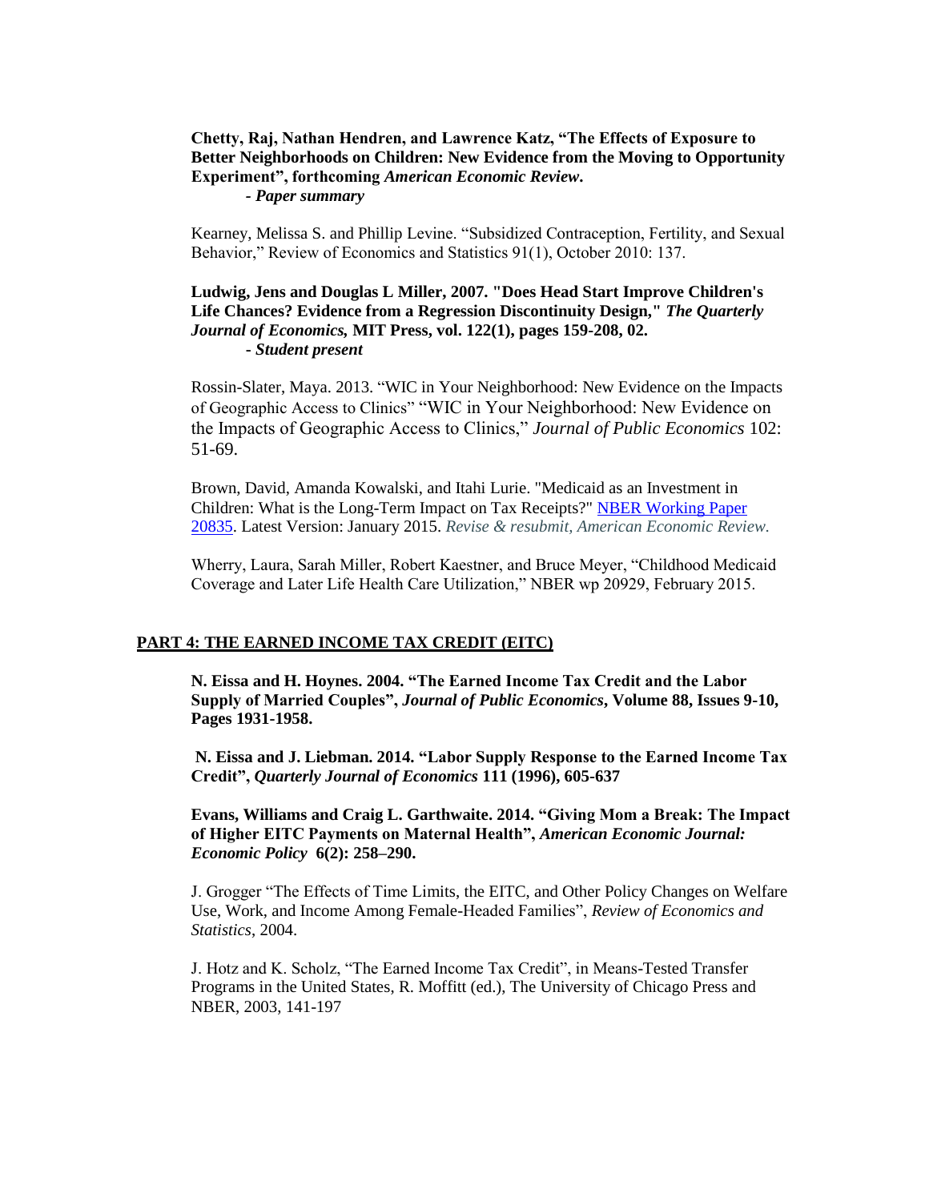**Chetty, Raj, Nathan Hendren, and Lawrence Katz, "The Effects of Exposure to Better Neighborhoods on Children: New Evidence from the Moving to Opportunity Experiment", forthcoming *American Economic Review*.**
- ***Paper summary***

Kearney, Melissa S. and Phillip Levine. "Subsidized Contraception, Fertility, and Sexual Behavior," Review of Economics and Statistics 91(1), October 2010: 137.

**Ludwig, Jens and Douglas L Miller, 2007. "Does Head Start Improve Children's Life Chances? Evidence from a Regression Discontinuity Design," *The Quarterly Journal of Economics,* MIT Press, vol. 122(1), pages 159-208, 02.**
- ***Student present***

Rossin-Slater, Maya. 2013. "WIC in Your Neighborhood: New Evidence on the Impacts of Geographic Access to Clinics" "WIC in Your Neighborhood: New Evidence on the Impacts of Geographic Access to Clinics," *Journal of Public Economics* 102: 51-69.

Brown, David, Amanda Kowalski, and Itahi Lurie. "Medicaid as an Investment in Children: What is the Long-Term Impact on Tax Receipts?" NBER Working Paper 20835. Latest Version: January 2015. *Revise & resubmit, American Economic Review.*

Wherry, Laura, Sarah Miller, Robert Kaestner, and Bruce Meyer, "Childhood Medicaid Coverage and Later Life Health Care Utilization," NBER wp 20929, February 2015.

## PART 4: THE EARNED INCOME TAX CREDIT (EITC)

**N. Eissa and H. Hoynes. 2004. "The Earned Income Tax Credit and the Labor Supply of Married Couples", *Journal of Public Economics*, Volume 88, Issues 9-10, Pages 1931-1958.**

**N. Eissa and J. Liebman. 2014. "Labor Supply Response to the Earned Income Tax Credit", *Quarterly Journal of Economics* 111 (1996), 605-637**

**Evans, Williams and Craig L. Garthwaite. 2014. "Giving Mom a Break: The Impact of Higher EITC Payments on Maternal Health", *American Economic Journal: Economic Policy* 6(2): 258–290.**

J. Grogger "The Effects of Time Limits, the EITC, and Other Policy Changes on Welfare Use, Work, and Income Among Female-Headed Families", *Review of Economics and Statistics*, 2004.

J. Hotz and K. Scholz, "The Earned Income Tax Credit", in Means-Tested Transfer Programs in the United States, R. Moffitt (ed.), The University of Chicago Press and NBER, 2003, 141-197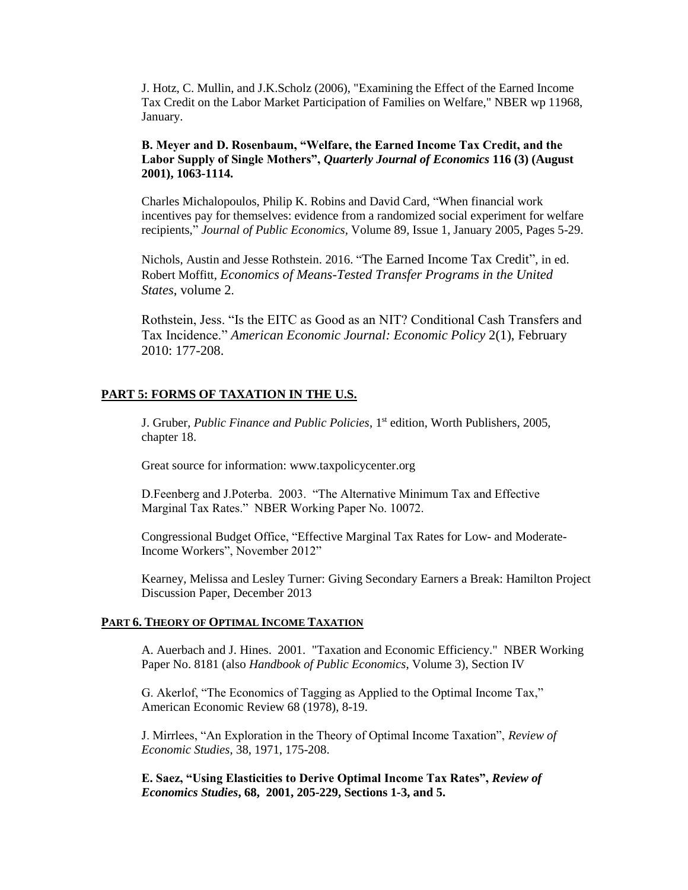J. Hotz, C. Mullin, and J.K.Scholz (2006), "Examining the Effect of the Earned Income Tax Credit on the Labor Market Participation of Families on Welfare," NBER wp 11968, January.

**B. Meyer and D. Rosenbaum, "Welfare, the Earned Income Tax Credit, and the Labor Supply of Single Mothers", *Quarterly Journal of Economics* 116 (3) (August 2001), 1063-1114.**

Charles Michalopoulos, Philip K. Robins and David Card, "When financial work incentives pay for themselves: evidence from a randomized social experiment for welfare recipients," *Journal of Public Economics*, Volume 89, Issue 1, January 2005, Pages 5-29.

Nichols, Austin and Jesse Rothstein. 2016. "The Earned Income Tax Credit", in ed. Robert Moffitt, *Economics of Means-Tested Transfer Programs in the United States*, volume 2.

Rothstein, Jess. "Is the EITC as Good as an NIT? Conditional Cash Transfers and Tax Incidence." *American Economic Journal: Economic Policy* 2(1), February 2010: 177-208.

## PART 5: FORMS OF TAXATION IN THE U.S.

J. Gruber, *Public Finance and Public Policies*, 1st edition, Worth Publishers, 2005, chapter 18.

Great source for information: www.taxpolicycenter.org

D.Feenberg and J.Poterba. 2003. "The Alternative Minimum Tax and Effective Marginal Tax Rates." NBER Working Paper No. 10072.

Congressional Budget Office, "Effective Marginal Tax Rates for Low- and Moderate-Income Workers", November 2012"

Kearney, Melissa and Lesley Turner: Giving Secondary Earners a Break: Hamilton Project Discussion Paper, December 2013

## PART 6. THEORY OF OPTIMAL INCOME TAXATION

A. Auerbach and J. Hines. 2001. "Taxation and Economic Efficiency." NBER Working Paper No. 8181 (also *Handbook of Public Economics*, Volume 3), Section IV

G. Akerlof, "The Economics of Tagging as Applied to the Optimal Income Tax," American Economic Review 68 (1978), 8-19.

J. Mirrlees, "An Exploration in the Theory of Optimal Income Taxation", *Review of Economic Studies*, 38, 1971, 175-208.

**E. Saez, "Using Elasticities to Derive Optimal Income Tax Rates", *Review of Economics Studies*, 68, 2001, 205-229, Sections 1-3, and 5.**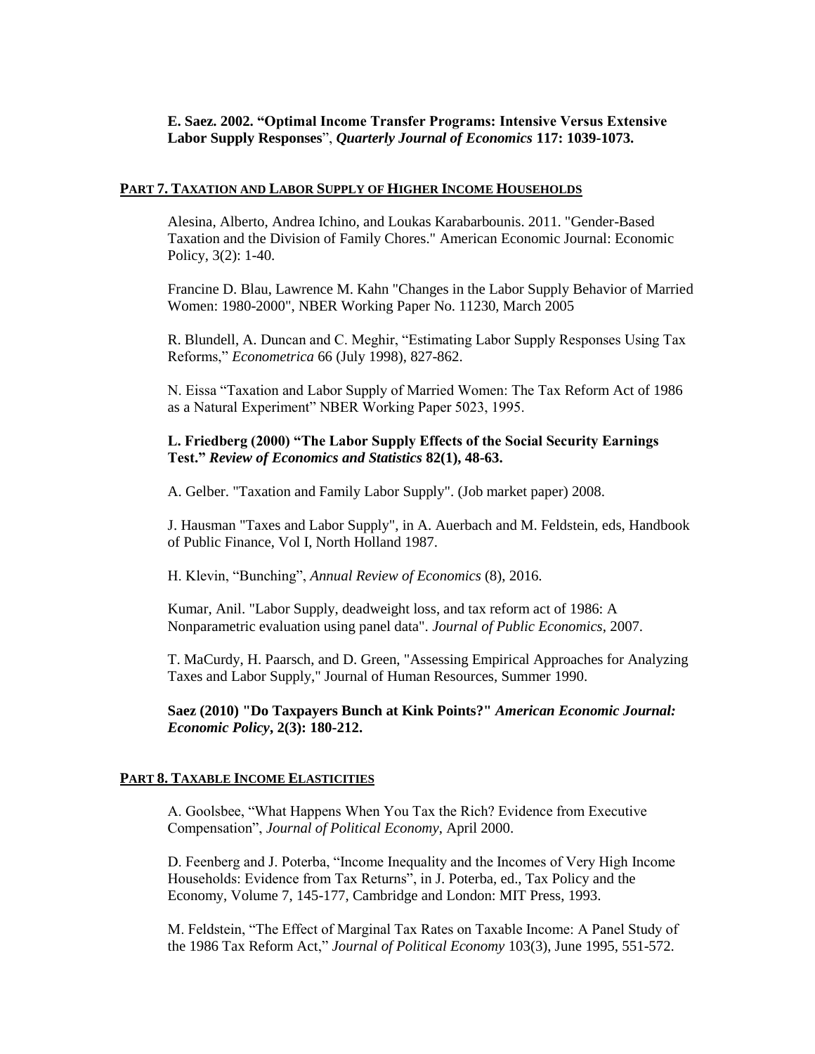**E. Saez. 2002. "Optimal Income Transfer Programs: Intensive Versus Extensive Labor Supply Responses", *Quarterly Journal of Economics* 117: 1039-1073.**

## PART 7. TAXATION AND LABOR SUPPLY OF HIGHER INCOME HOUSEHOLDS

Alesina, Alberto, Andrea Ichino, and Loukas Karabarbounis. 2011. "Gender-Based Taxation and the Division of Family Chores." American Economic Journal: Economic Policy, 3(2): 1-40.

Francine D. Blau, Lawrence M. Kahn "Changes in the Labor Supply Behavior of Married Women: 1980-2000", NBER Working Paper No. 11230, March 2005

R. Blundell, A. Duncan and C. Meghir, "Estimating Labor Supply Responses Using Tax Reforms," *Econometrica* 66 (July 1998), 827-862.

N. Eissa "Taxation and Labor Supply of Married Women: The Tax Reform Act of 1986 as a Natural Experiment" NBER Working Paper 5023, 1995.

**L. Friedberg (2000) "The Labor Supply Effects of the Social Security Earnings Test." *Review of Economics and Statistics* 82(1), 48-63.**

A. Gelber. "Taxation and Family Labor Supply". (Job market paper) 2008.

J. Hausman "Taxes and Labor Supply", in A. Auerbach and M. Feldstein, eds, Handbook of Public Finance, Vol I, North Holland 1987.

H. Klevin, "Bunching", *Annual Review of Economics* (8), 2016.

Kumar, Anil. "Labor Supply, deadweight loss, and tax reform act of 1986: A Nonparametric evaluation using panel data". *Journal of Public Economics*, 2007.

T. MaCurdy, H. Paarsch, and D. Green, "Assessing Empirical Approaches for Analyzing Taxes and Labor Supply," Journal of Human Resources, Summer 1990.

**Saez (2010) "Do Taxpayers Bunch at Kink Points?" *American Economic Journal: Economic Policy*, 2(3): 180-212.**

## PART 8. TAXABLE INCOME ELASTICITIES

A. Goolsbee, "What Happens When You Tax the Rich? Evidence from Executive Compensation", *Journal of Political Economy*, April 2000.

D. Feenberg and J. Poterba, "Income Inequality and the Incomes of Very High Income Households: Evidence from Tax Returns", in J. Poterba, ed., Tax Policy and the Economy, Volume 7, 145-177, Cambridge and London: MIT Press, 1993.

M. Feldstein, "The Effect of Marginal Tax Rates on Taxable Income: A Panel Study of the 1986 Tax Reform Act," *Journal of Political Economy* 103(3), June 1995, 551-572.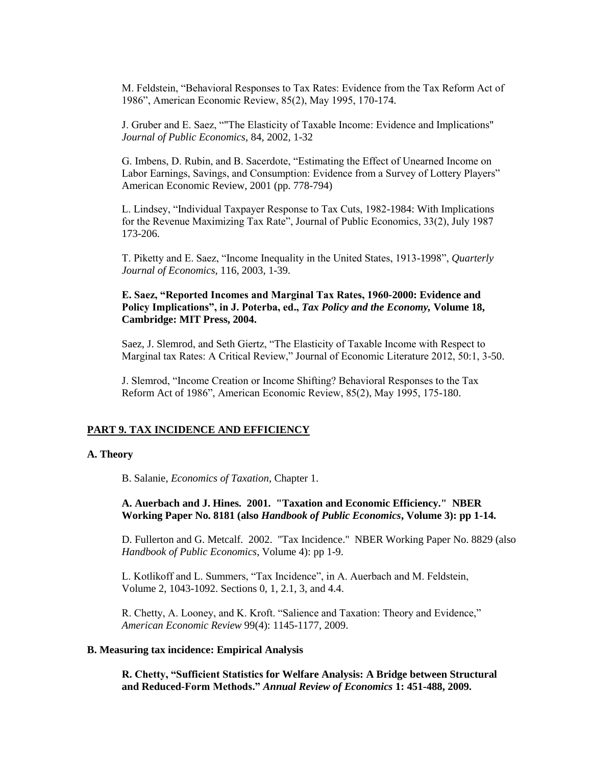M. Feldstein, "Behavioral Responses to Tax Rates: Evidence from the Tax Reform Act of 1986", American Economic Review, 85(2), May 1995, 170-174.

J. Gruber and E. Saez, ""The Elasticity of Taxable Income: Evidence and Implications" *Journal of Public Economics*, 84, 2002, 1-32

G. Imbens, D. Rubin, and B. Sacerdote, "Estimating the Effect of Unearned Income on Labor Earnings, Savings, and Consumption: Evidence from a Survey of Lottery Players" American Economic Review, 2001 (pp. 778-794)

L. Lindsey, "Individual Taxpayer Response to Tax Cuts, 1982-1984: With Implications for the Revenue Maximizing Tax Rate", Journal of Public Economics, 33(2), July 1987 173-206.

T. Piketty and E. Saez, "Income Inequality in the United States, 1913-1998", *Quarterly Journal of Economics*, 116, 2003, 1-39.

**E. Saez, "Reported Incomes and Marginal Tax Rates, 1960-2000: Evidence and Policy Implications", in J. Poterba, ed., *Tax Policy and the Economy,* Volume 18, Cambridge: MIT Press, 2004.**

Saez, J. Slemrod, and Seth Giertz, "The Elasticity of Taxable Income with Respect to Marginal tax Rates: A Critical Review," Journal of Economic Literature 2012, 50:1, 3-50.

J. Slemrod, "Income Creation or Income Shifting? Behavioral Responses to the Tax Reform Act of 1986", American Economic Review, 85(2), May 1995, 175-180.

## PART 9. TAX INCIDENCE AND EFFICIENCY

### A. Theory

B. Salanie, *Economics of Taxation*, Chapter 1.

**A. Auerbach and J. Hines. 2001. "Taxation and Economic Efficiency." NBER Working Paper No. 8181 (also *Handbook of Public Economics*, Volume 3): pp 1-14.**

D. Fullerton and G. Metcalf. 2002. "Tax Incidence." NBER Working Paper No. 8829 (also *Handbook of Public Economics*, Volume 4): pp 1-9.

L. Kotlikoff and L. Summers, "Tax Incidence", in A. Auerbach and M. Feldstein, Volume 2, 1043-1092. Sections 0, 1, 2.1, 3, and 4.4.

R. Chetty, A. Looney, and K. Kroft. "Salience and Taxation: Theory and Evidence," *American Economic Review* 99(4): 1145-1177, 2009.

### B. Measuring tax incidence: Empirical Analysis

**R. Chetty, "Sufficient Statistics for Welfare Analysis: A Bridge between Structural and Reduced-Form Methods." *Annual Review of Economics* 1: 451-488, 2009.**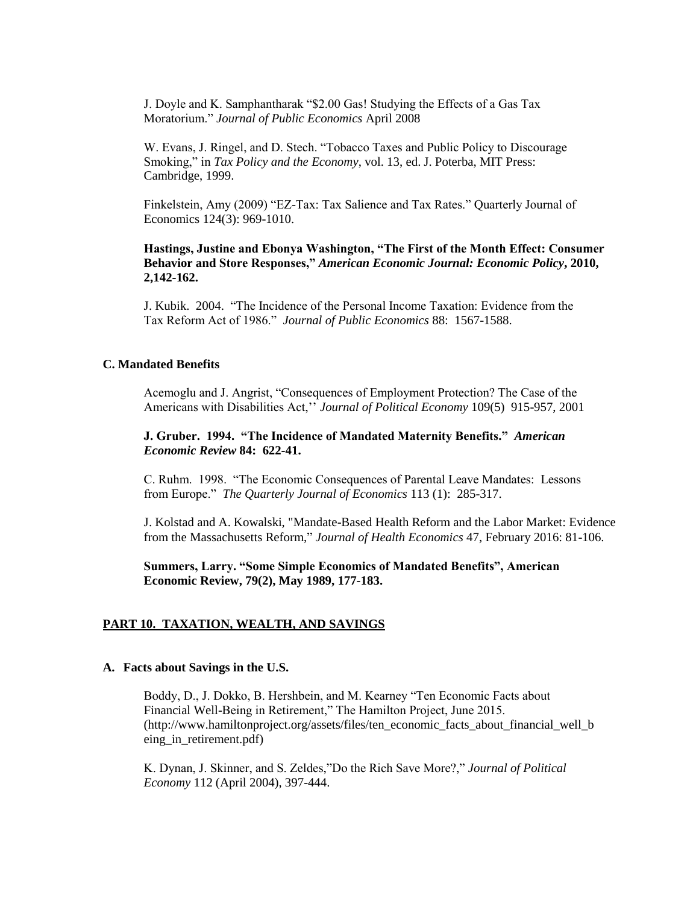J. Doyle and K. Samphantharak "\$2.00 Gas! Studying the Effects of a Gas Tax Moratorium." *Journal of Public Economics* April 2008

W. Evans, J. Ringel, and D. Stech. "Tobacco Taxes and Public Policy to Discourage Smoking," in *Tax Policy and the Economy*, vol. 13, ed. J. Poterba, MIT Press: Cambridge, 1999.

Finkelstein, Amy (2009) "EZ-Tax: Tax Salience and Tax Rates." Quarterly Journal of Economics 124(3): 969-1010.

**Hastings, Justine and Ebonya Washington, "The First of the Month Effect: Consumer Behavior and Store Responses,"** ***American Economic Journal: Economic Policy*****, 2010, 2,142-162.**

J. Kubik. 2004. "The Incidence of the Personal Income Taxation: Evidence from the Tax Reform Act of 1986." *Journal of Public Economics* 88: 1567-1588.

### C. Mandated Benefits

Acemoglu and J. Angrist, "Consequences of Employment Protection? The Case of the Americans with Disabilities Act,'' *Journal of Political Economy* 109(5) 915-957, 2001

**J. Gruber. 1994. "The Incidence of Mandated Maternity Benefits."** ***American Economic Review*** **84: 622-41.**

C. Ruhm. 1998. "The Economic Consequences of Parental Leave Mandates: Lessons from Europe." *The Quarterly Journal of Economics* 113 (1): 285-317.

J. Kolstad and A. Kowalski, "Mandate-Based Health Reform and the Labor Market: Evidence from the Massachusetts Reform," *Journal of Health Economics* 47, February 2016: 81-106.

**Summers, Larry. "Some Simple Economics of Mandated Benefits", American Economic Review, 79(2), May 1989, 177-183.**

## PART 10. TAXATION, WEALTH, AND SAVINGS

### A. Facts about Savings in the U.S.

Boddy, D., J. Dokko, B. Hershbein, and M. Kearney "Ten Economic Facts about Financial Well-Being in Retirement," The Hamilton Project, June 2015. (http://www.hamiltonproject.org/assets/files/ten_economic_facts_about_financial_well_being_in_retirement.pdf)

K. Dynan, J. Skinner, and S. Zeldes,"Do the Rich Save More?," *Journal of Political Economy* 112 (April 2004), 397-444.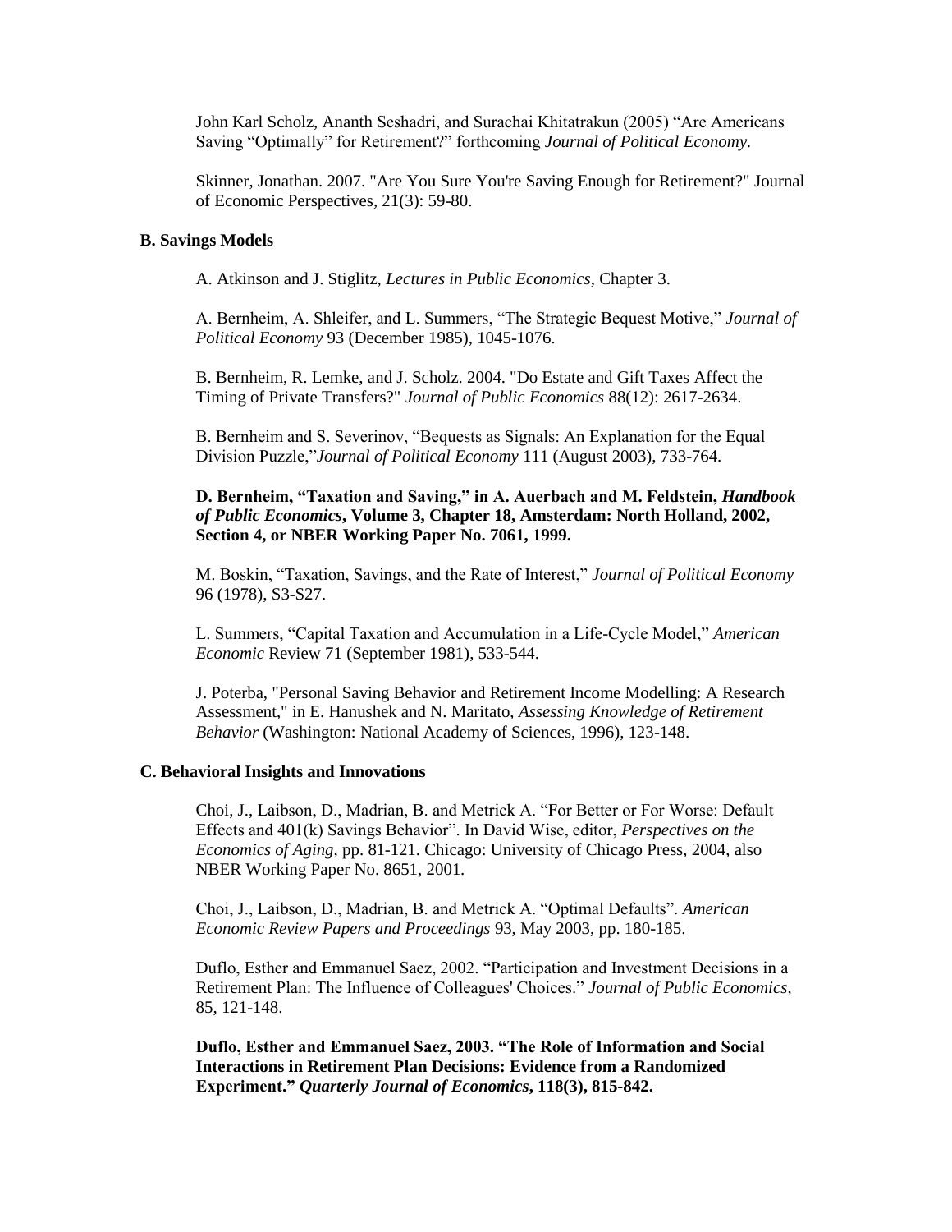John Karl Scholz, Ananth Seshadri, and Surachai Khitatrakun (2005) "Are Americans Saving "Optimally" for Retirement?" forthcoming *Journal of Political Economy.*

Skinner, Jonathan. 2007. "Are You Sure You're Saving Enough for Retirement?" Journal of Economic Perspectives, 21(3): 59-80.

**B. Savings Models**

A. Atkinson and J. Stiglitz, *Lectures in Public Economics*, Chapter 3.

A. Bernheim, A. Shleifer, and L. Summers, "The Strategic Bequest Motive," *Journal of Political Economy* 93 (December 1985), 1045-1076.

B. Bernheim, R. Lemke, and J. Scholz. 2004. "Do Estate and Gift Taxes Affect the Timing of Private Transfers?" *Journal of Public Economics* 88(12): 2617-2634.

B. Bernheim and S. Severinov, "Bequests as Signals: An Explanation for the Equal Division Puzzle,"*Journal of Political Economy* 111 (August 2003), 733-764.

**D. Bernheim, "Taxation and Saving," in A. Auerbach and M. Feldstein, *Handbook of Public Economics*, Volume 3, Chapter 18, Amsterdam: North Holland, 2002, Section 4, or NBER Working Paper No. 7061, 1999.**

M. Boskin, "Taxation, Savings, and the Rate of Interest," *Journal of Political Economy* 96 (1978), S3-S27.

L. Summers, "Capital Taxation and Accumulation in a Life-Cycle Model," *American Economic* Review 71 (September 1981), 533-544.

J. Poterba, "Personal Saving Behavior and Retirement Income Modelling: A Research Assessment," in E. Hanushek and N. Maritato, *Assessing Knowledge of Retirement Behavior* (Washington: National Academy of Sciences, 1996), 123-148.

**C. Behavioral Insights and Innovations**

Choi, J., Laibson, D., Madrian, B. and Metrick A. "For Better or For Worse: Default Effects and 401(k) Savings Behavior". In David Wise, editor, *Perspectives on the Economics of Aging*, pp. 81-121. Chicago: University of Chicago Press, 2004, also NBER Working Paper No. 8651, 2001.

Choi, J., Laibson, D., Madrian, B. and Metrick A. "Optimal Defaults". *American Economic Review Papers and Proceedings* 93, May 2003, pp. 180-185.

Duflo, Esther and Emmanuel Saez, 2002. "Participation and Investment Decisions in a Retirement Plan: The Influence of Colleagues' Choices." *Journal of Public Economics*, 85, 121-148.

**Duflo, Esther and Emmanuel Saez, 2003. "The Role of Information and Social Interactions in Retirement Plan Decisions: Evidence from a Randomized Experiment." *Quarterly Journal of Economics*, 118(3), 815-842.**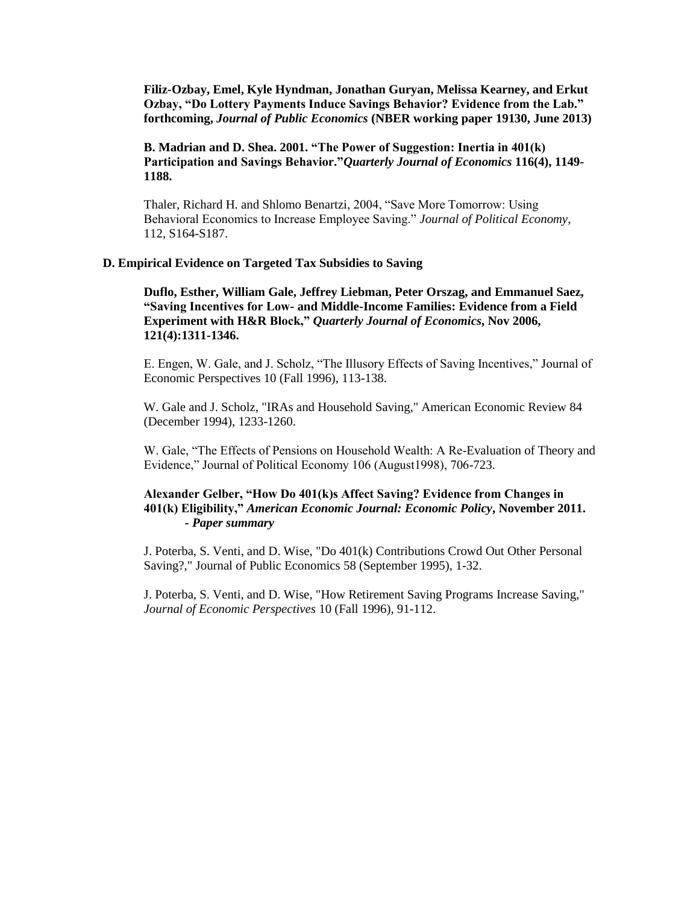**Filiz-Ozbay, Emel, Kyle Hyndman, Jonathan Guryan, Melissa Kearney, and Erkut Ozbay, "Do Lottery Payments Induce Savings Behavior? Evidence from the Lab." forthcoming, *Journal of Public Economics* (NBER working paper 19130, June 2013)**

**B. Madrian and D. Shea. 2001. "The Power of Suggestion: Inertia in 401(k) Participation and Savings Behavior."*Quarterly Journal of Economics* 116(4), 1149-1188.**

Thaler, Richard H. and Shlomo Benartzi, 2004, "Save More Tomorrow: Using Behavioral Economics to Increase Employee Saving." *Journal of Political Economy*, 112, S164-S187.

### D. Empirical Evidence on Targeted Tax Subsidies to Saving

**Duflo, Esther, William Gale, Jeffrey Liebman, Peter Orszag, and Emmanuel Saez, "Saving Incentives for Low- and Middle-Income Families: Evidence from a Field Experiment with H&R Block," *Quarterly Journal of Economics*, Nov 2006, 121(4):1311-1346.**

E. Engen, W. Gale, and J. Scholz, "The Illusory Effects of Saving Incentives," Journal of Economic Perspectives 10 (Fall 1996), 113-138.

W. Gale and J. Scholz, "IRAs and Household Saving," American Economic Review 84 (December 1994), 1233-1260.

W. Gale, "The Effects of Pensions on Household Wealth: A Re-Evaluation of Theory and Evidence," Journal of Political Economy 106 (August1998), 706-723.

**Alexander Gelber, "How Do 401(k)s Affect Saving? Evidence from Changes in 401(k) Eligibility," *American Economic Journal: Economic Policy*, November 2011.**
- ***Paper summary***

J. Poterba, S. Venti, and D. Wise, "Do 401(k) Contributions Crowd Out Other Personal Saving?," Journal of Public Economics 58 (September 1995), 1-32.

J. Poterba, S. Venti, and D. Wise, "How Retirement Saving Programs Increase Saving," *Journal of Economic Perspectives* 10 (Fall 1996), 91-112.